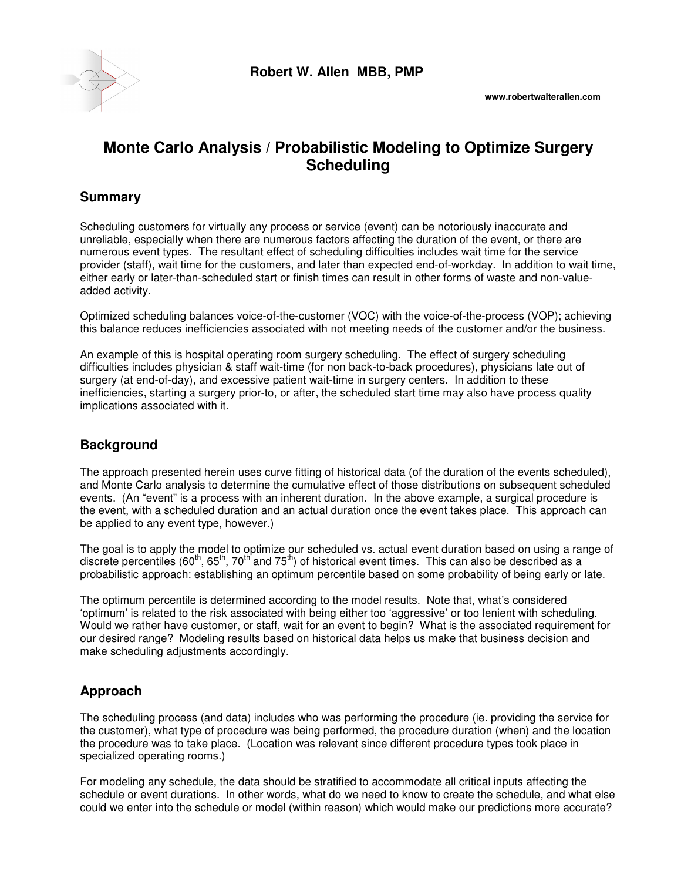**Robert W. Allen MBB, PMP**

www.robertwalterallen.com

# Monte Carlo Analysis / Probabilistic Modeling to Optimize Surgery Scheduling

## Summary

Scheduling customers for virtually any process or service (event) can be notoriously inaccurate and unreliable, especially when there are numerous factors affecting the duration of the event, or there are numerous event types. The resultant effect of scheduling difficulties includes wait time for the service provider (staff), wait time for the customers, and later than expected end-of-workday. In addition to wait time, either early or later-than-scheduled start or finish times can result in other forms of waste and non-value-added activity.

Optimized scheduling balances voice-of-the-customer (VOC) with the voice-of-the-process (VOP); achieving this balance reduces inefficiencies associated with not meeting needs of the customer and/or the business.

An example of this is hospital operating room surgery scheduling. The effect of surgery scheduling difficulties includes physician & staff wait-time (for non back-to-back procedures), physicians late out of surgery (at end-of-day), and excessive patient wait-time in surgery centers. In addition to these inefficiencies, starting a surgery prior-to, or after, the scheduled start time may also have process quality implications associated with it.

## Background

The approach presented herein uses curve fitting of historical data (of the duration of the events scheduled), and Monte Carlo analysis to determine the cumulative effect of those distributions on subsequent scheduled events. (An "event" is a process with an inherent duration. In the above example, a surgical procedure is the event, with a scheduled duration and an actual duration once the event takes place. This approach can be applied to any event type, however.)

The goal is to apply the model to optimize our scheduled vs. actual event duration based on using a range of discrete percentiles ($60^{th}$, $65^{th}$, $70^{th}$ and $75^{th}$) of historical event times. This can also be described as a probabilistic approach: establishing an optimum percentile based on some probability of being early or late.

The optimum percentile is determined according to the model results. Note that, what's considered 'optimum' is related to the risk associated with being either too 'aggressive' or too lenient with scheduling. Would we rather have customer, or staff, wait for an event to begin? What is the associated requirement for our desired range? Modeling results based on historical data helps us make that business decision and make scheduling adjustments accordingly.

## Approach

The scheduling process (and data) includes who was performing the procedure (ie. providing the service for the customer), what type of procedure was being performed, the procedure duration (when) and the location the procedure was to take place. (Location was relevant since different procedure types took place in specialized operating rooms.)

For modeling any schedule, the data should be stratified to accommodate all critical inputs affecting the schedule or event durations. In other words, what do we need to know to create the schedule, and what else could we enter into the schedule or model (within reason) which would make our predictions more accurate?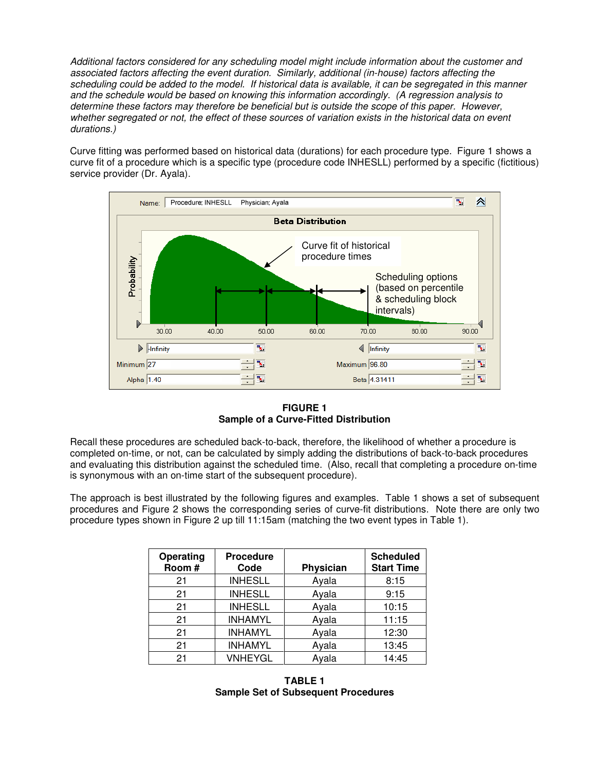*Additional factors considered for any scheduling model might include information about the customer and associated factors affecting the event duration. Similarly, additional (in-house) factors affecting the scheduling could be added to the model. If historical data is available, it can be segregated in this manner and the schedule would be based on knowing this information accordingly. (A regression analysis to determine these factors may therefore be beneficial but is outside the scope of this paper. However, whether segregated or not, the effect of these sources of variation exists in the historical data on event durations.)*

Curve fitting was performed based on historical data (durations) for each procedure type. Figure 1 shows a curve fit of a procedure which is a specific type (procedure code INHESLL) performed by a specific (fictitious) service provider (Dr. Ayala).

**FIGURE 1**
**Sample of a Curve-Fitted Distribution**

Recall these procedures are scheduled back-to-back, therefore, the likelihood of whether a procedure is completed on-time, or not, can be calculated by simply adding the distributions of back-to-back procedures and evaluating this distribution against the scheduled time. (Also, recall that completing a procedure on-time is synonymous with an on-time start of the subsequent procedure).

The approach is best illustrated by the following figures and examples. Table 1 shows a set of subsequent procedures and Figure 2 shows the corresponding series of curve-fit distributions. Note there are only two procedure types shown in Figure 2 up till 11:15am (matching the two event types in Table 1).

| Operating Room # | Procedure Code | Physician | Scheduled Start Time |
|---|---|---|---|
| 21 | INHESLL | Ayala | 8:15 |
| 21 | INHESLL | Ayala | 9:15 |
| 21 | INHESLL | Ayala | 10:15 |
| 21 | INHAMYL | Ayala | 11:15 |
| 21 | INHAMYL | Ayala | 12:30 |
| 21 | INHAMYL | Ayala | 13:45 |
| 21 | VNHEYGL | Ayala | 14:45 |

**TABLE 1**
**Sample Set of Subsequent Procedures**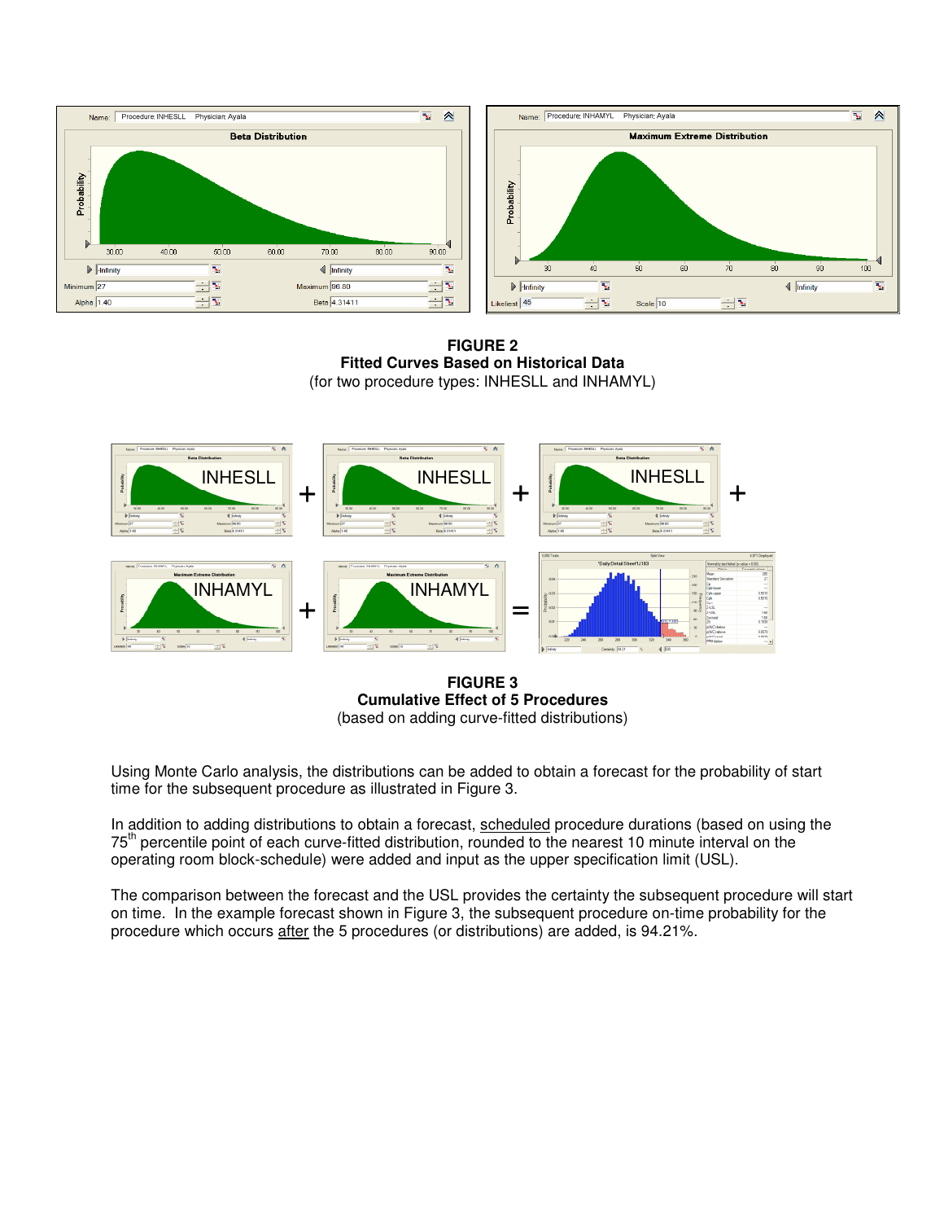**FIGURE 2**
**Fitted Curves Based on Historical Data**
(for two procedure types: INHESLL and INHAMYL)

**FIGURE 3**
**Cumulative Effect of 5 Procedures**
(based on adding curve-fitted distributions)

Using Monte Carlo analysis, the distributions can be added to obtain a forecast for the probability of start time for the subsequent procedure as illustrated in Figure 3.

In addition to adding distributions to obtain a forecast, scheduled procedure durations (based on using the 75th percentile point of each curve-fitted distribution, rounded to the nearest 10 minute interval on the operating room block-schedule) were added and input as the upper specification limit (USL).

The comparison between the forecast and the USL provides the certainty the subsequent procedure will start on time. In the example forecast shown in Figure 3, the subsequent procedure on-time probability for the procedure which occurs after the 5 procedures (or distributions) are added, is 94.21%.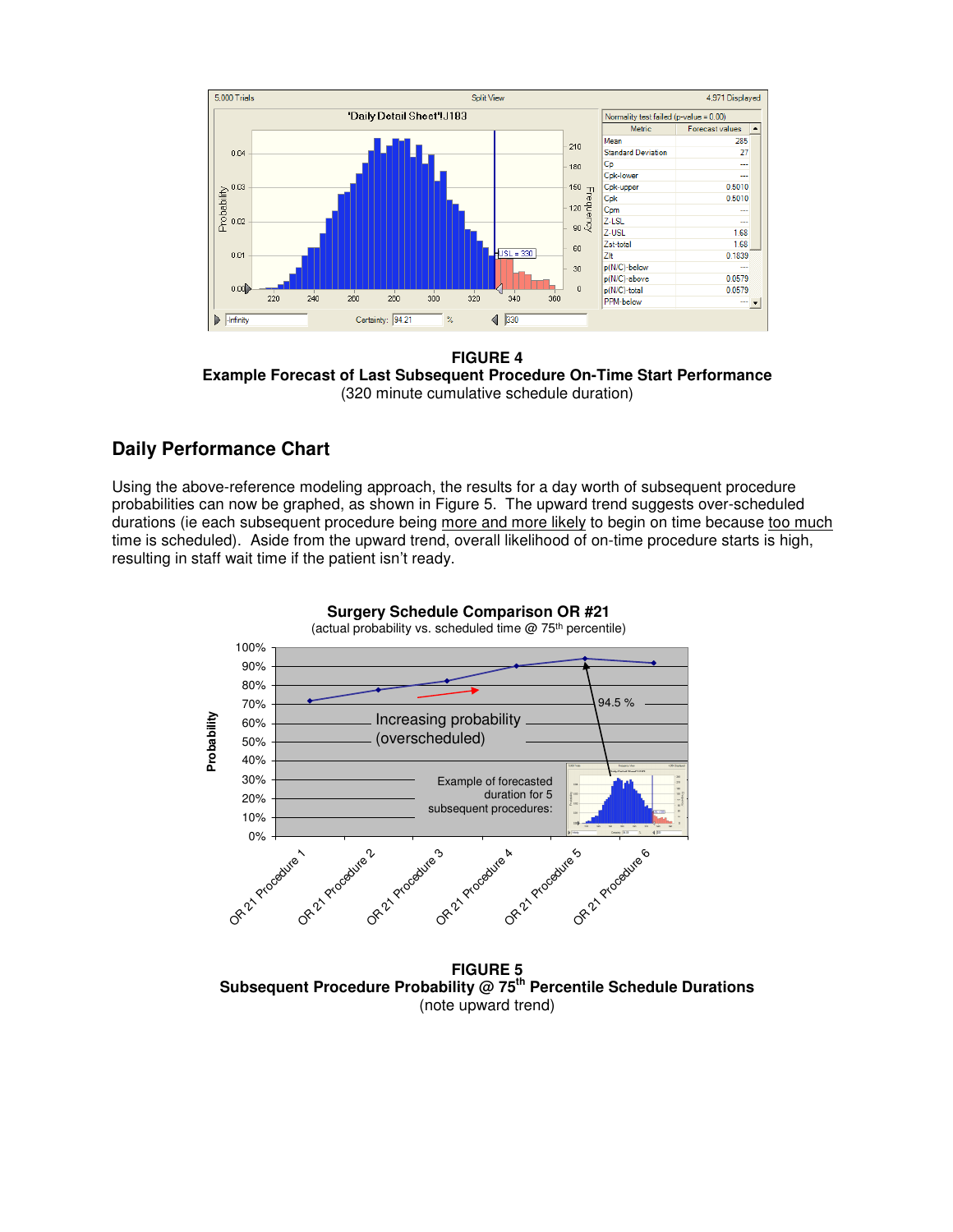**FIGURE 4**
**Example Forecast of Last Subsequent Procedure On-Time Start Performance**
(320 minute cumulative schedule duration)

## Daily Performance Chart

Using the above-reference modeling approach, the results for a day worth of subsequent procedure probabilities can now be graphed, as shown in Figure 5. The upward trend suggests over-scheduled durations (ie each subsequent procedure being more and more likely to begin on time because too much time is scheduled). Aside from the upward trend, overall likelihood of on-time procedure starts is high, resulting in staff wait time if the patient isn't ready.

**FIGURE 5**
**Subsequent Procedure Probability @ 75th Percentile Schedule Durations**
(note upward trend)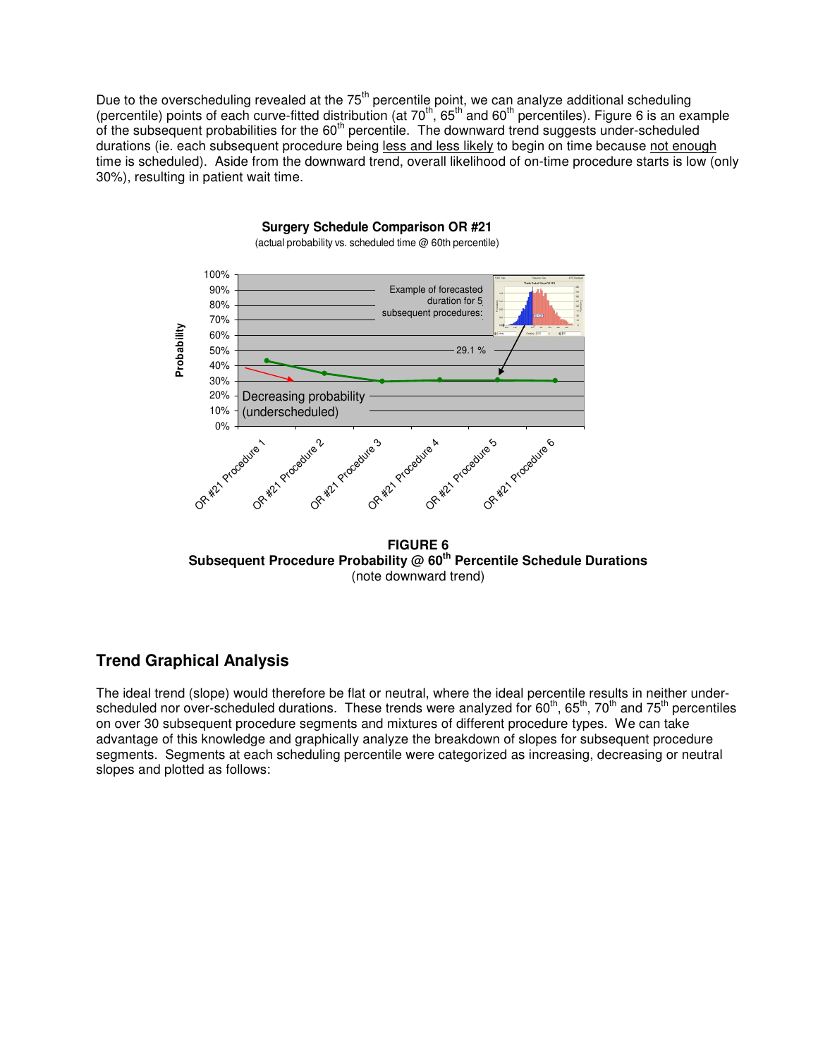Due to the overscheduling revealed at the 75th percentile point, we can analyze additional scheduling (percentile) points of each curve-fitted distribution (at 70th, 65th and 60th percentiles). Figure 6 is an example of the subsequent probabilities for the 60th percentile. The downward trend suggests under-scheduled durations (ie. each subsequent procedure being less and less likely to begin on time because not enough time is scheduled). Aside from the downward trend, overall likelihood of on-time procedure starts is low (only 30%), resulting in patient wait time.

**FIGURE 6**
**Subsequent Procedure Probability @ 60th Percentile Schedule Durations**
(note downward trend)

## Trend Graphical Analysis

The ideal trend (slope) would therefore be flat or neutral, where the ideal percentile results in neither under-scheduled nor over-scheduled durations. These trends were analyzed for 60th, 65th, 70th and 75th percentiles on over 30 subsequent procedure segments and mixtures of different procedure types. We can take advantage of this knowledge and graphically analyze the breakdown of slopes for subsequent procedure segments. Segments at each scheduling percentile were categorized as increasing, decreasing or neutral slopes and plotted as follows: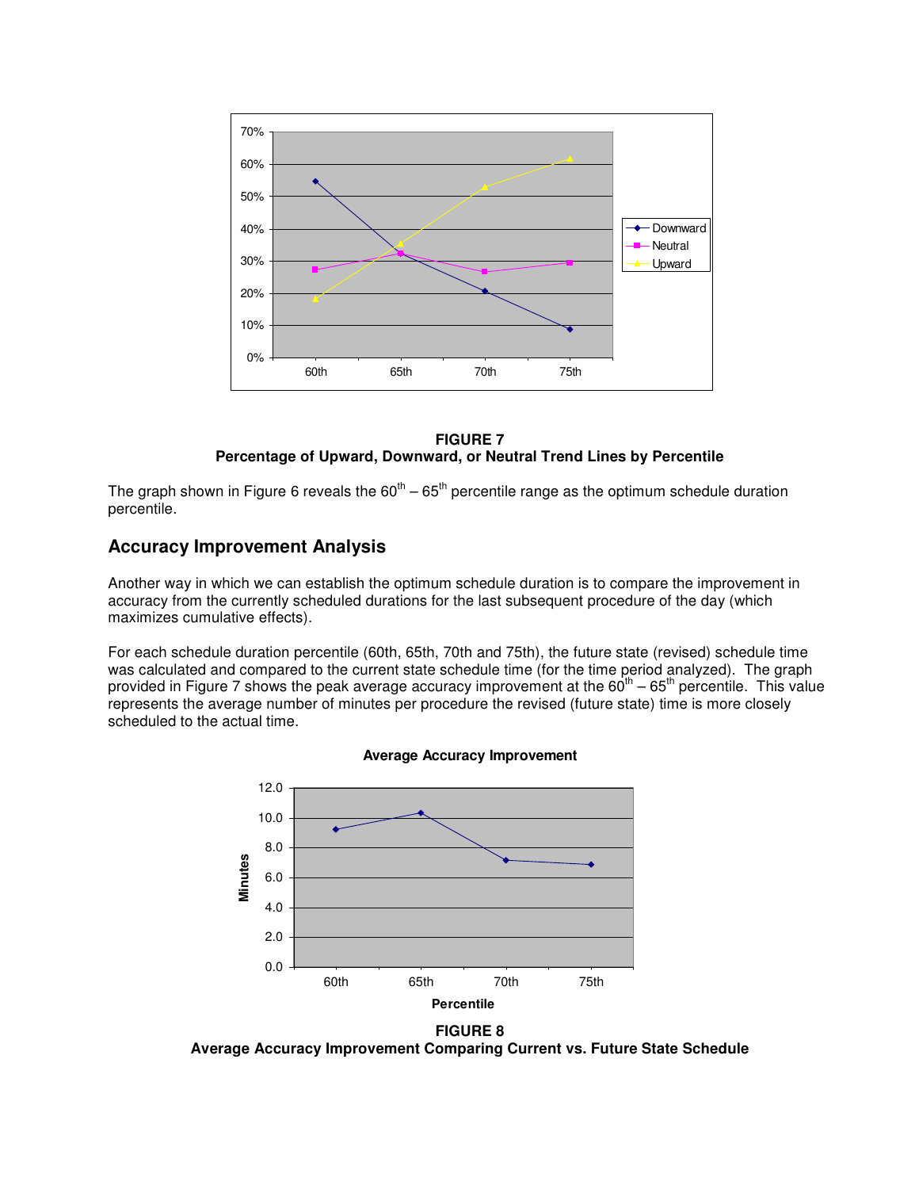**FIGURE 7**
**Percentage of Upward, Downward, or Neutral Trend Lines by Percentile**

The graph shown in Figure 6 reveals the 60th – 65th percentile range as the optimum schedule duration percentile.

## Accuracy Improvement Analysis

Another way in which we can establish the optimum schedule duration is to compare the improvement in accuracy from the currently scheduled durations for the last subsequent procedure of the day (which maximizes cumulative effects).

For each schedule duration percentile (60th, 65th, 70th and 75th), the future state (revised) schedule time was calculated and compared to the current state schedule time (for the time period analyzed). The graph provided in Figure 7 shows the peak average accuracy improvement at the 60th – 65th percentile. This value represents the average number of minutes per procedure the revised (future state) time is more closely scheduled to the actual time.

**FIGURE 8**
**Average Accuracy Improvement Comparing Current vs. Future State Schedule**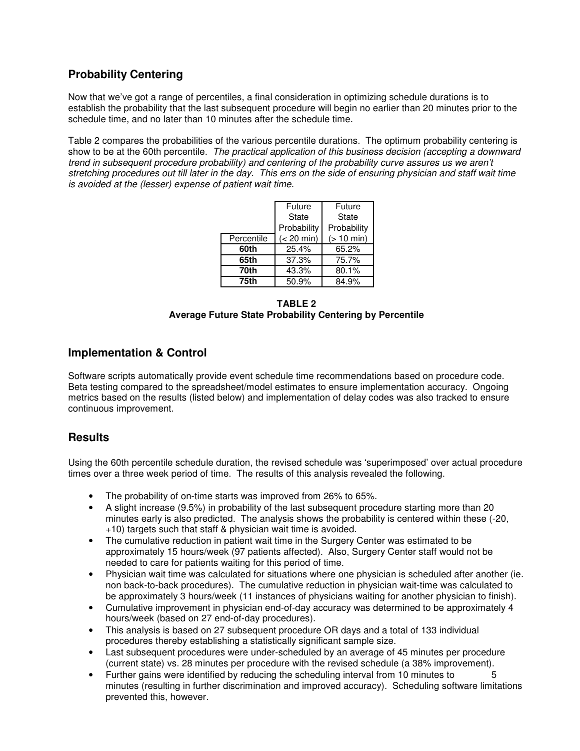## Probability Centering

Now that we've got a range of percentiles, a final consideration in optimizing schedule durations is to establish the probability that the last subsequent procedure will begin no earlier than 20 minutes prior to the schedule time, and no later than 10 minutes after the schedule time.

Table 2 compares the probabilities of the various percentile durations. The optimum probability centering is show to be at the 60th percentile. *The practical application of this business decision (accepting a downward trend in subsequent procedure probability) and centering of the probability curve assures us we aren't stretching procedures out till later in the day. This errs on the side of ensuring physician and staff wait time is avoided at the (lesser) expense of patient wait time.*

| Percentile | Future State Probability (< 20 min) | Future State Probability (> 10 min) |
|---|---|---|
| **60th** | 25.4% | 65.2% |
| **65th** | 37.3% | 75.7% |
| **70th** | 43.3% | 80.1% |
| **75th** | 50.9% | 84.9% |

**TABLE 2**
**Average Future State Probability Centering by Percentile**

## Implementation & Control

Software scripts automatically provide event schedule time recommendations based on procedure code. Beta testing compared to the spreadsheet/model estimates to ensure implementation accuracy. Ongoing metrics based on the results (listed below) and implementation of delay codes was also tracked to ensure continuous improvement.

## Results

Using the 60th percentile schedule duration, the revised schedule was 'superimposed' over actual procedure times over a three week period of time. The results of this analysis revealed the following.

- The probability of on-time starts was improved from 26% to 65%.
- A slight increase (9.5%) in probability of the last subsequent procedure starting more than 20 minutes early is also predicted. The analysis shows the probability is centered within these (-20, +10) targets such that staff & physician wait time is avoided.
- The cumulative reduction in patient wait time in the Surgery Center was estimated to be approximately 15 hours/week (97 patients affected). Also, Surgery Center staff would not be needed to care for patients waiting for this period of time.
- Physician wait time was calculated for situations where one physician is scheduled after another (ie. non back-to-back procedures). The cumulative reduction in physician wait-time was calculated to be approximately 3 hours/week (11 instances of physicians waiting for another physician to finish).
- Cumulative improvement in physician end-of-day accuracy was determined to be approximately 4 hours/week (based on 27 end-of-day procedures).
- This analysis is based on 27 subsequent procedure OR days and a total of 133 individual procedures thereby establishing a statistically significant sample size.
- Last subsequent procedures were under-scheduled by an average of 45 minutes per procedure (current state) vs. 28 minutes per procedure with the revised schedule (a 38% improvement).
- Further gains were identified by reducing the scheduling interval from 10 minutes to 5 minutes (resulting in further discrimination and improved accuracy). Scheduling software limitations prevented this, however.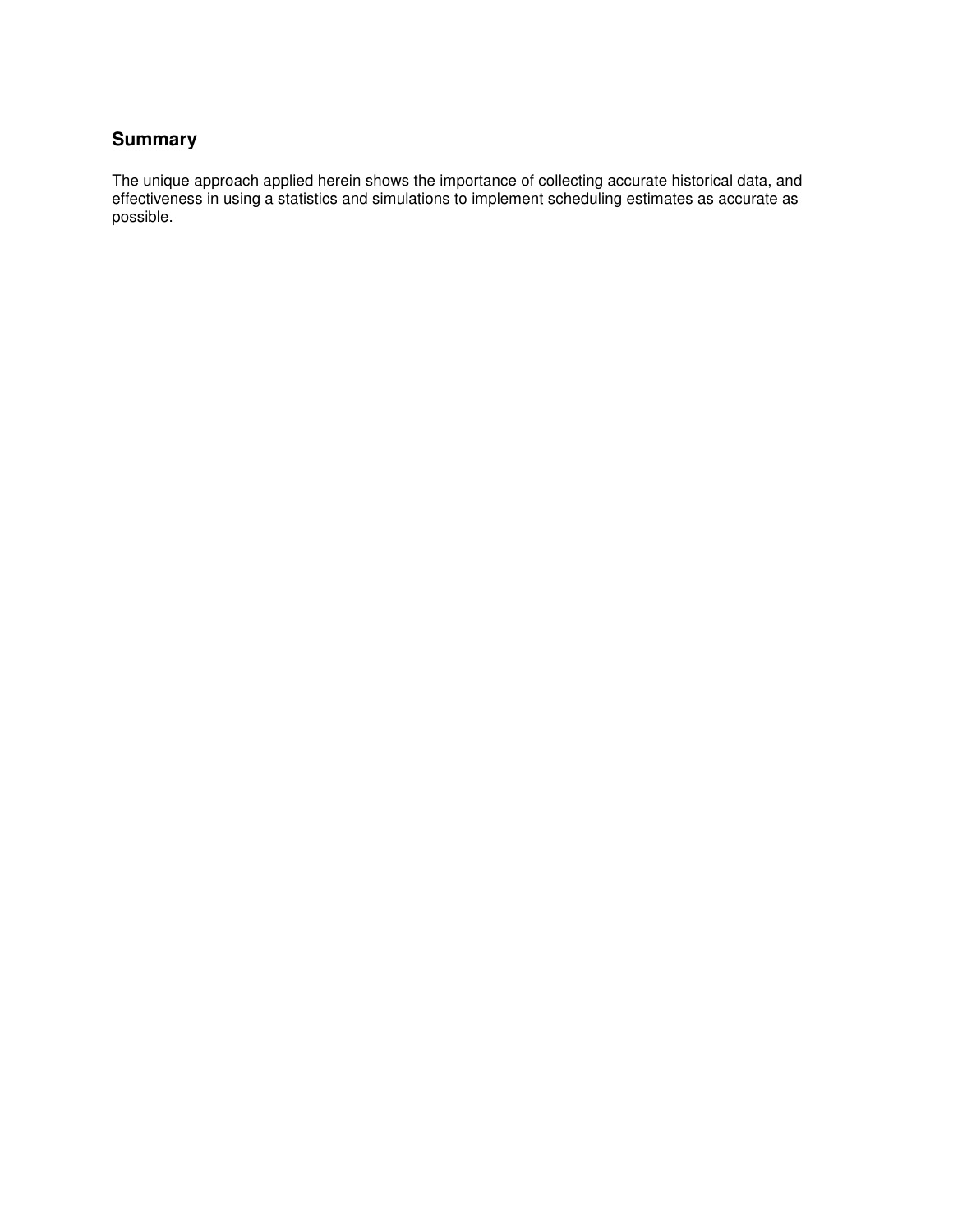## Summary

The unique approach applied herein shows the importance of collecting accurate historical data, and effectiveness in using a statistics and simulations to implement scheduling estimates as accurate as possible.